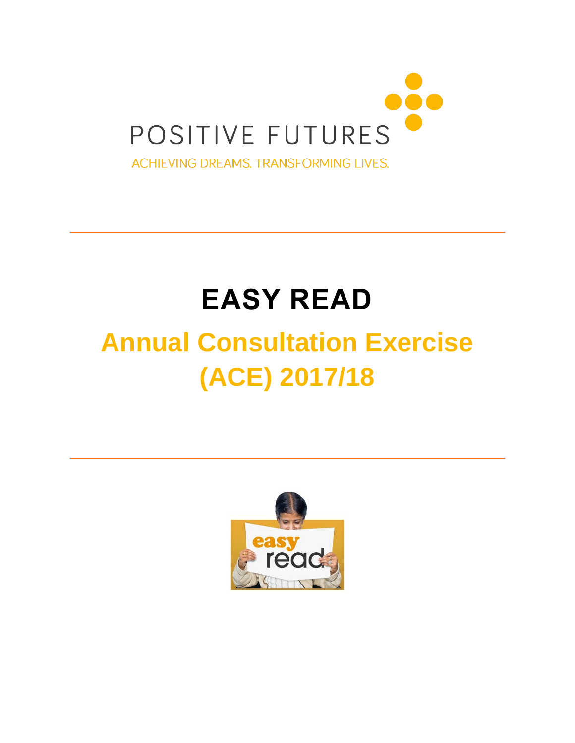POSITIVE FUTURES

ACHIEVING DREAMS. TRANSFORMING LIVES.

---

# EASY READ

# Annual Consultation Exercise (ACE) 2017/18

---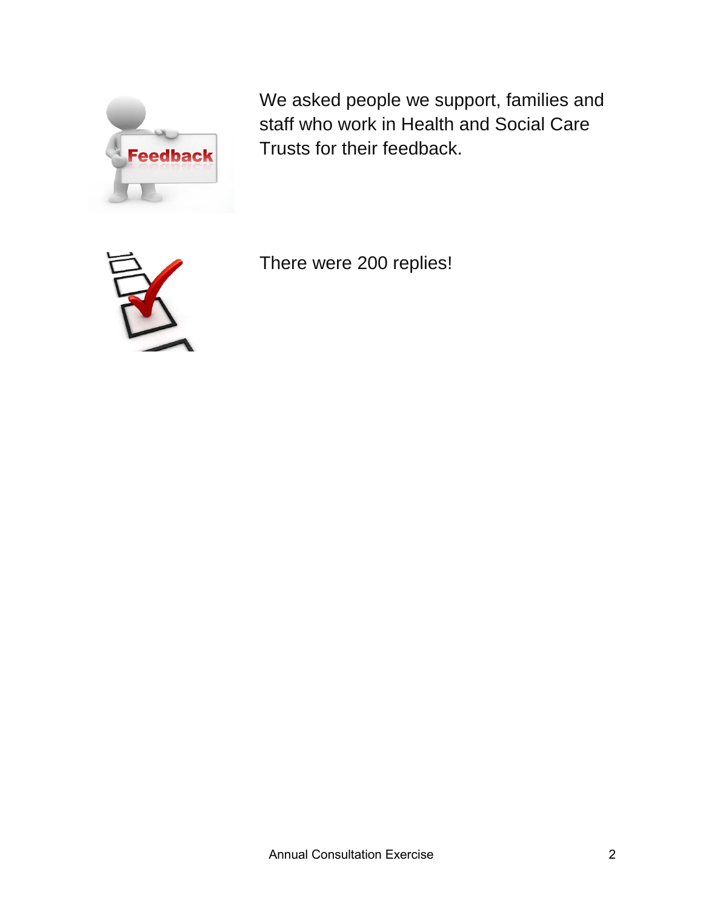We asked people we support, families and staff who work in Health and Social Care Trusts for their feedback.

There were 200 replies!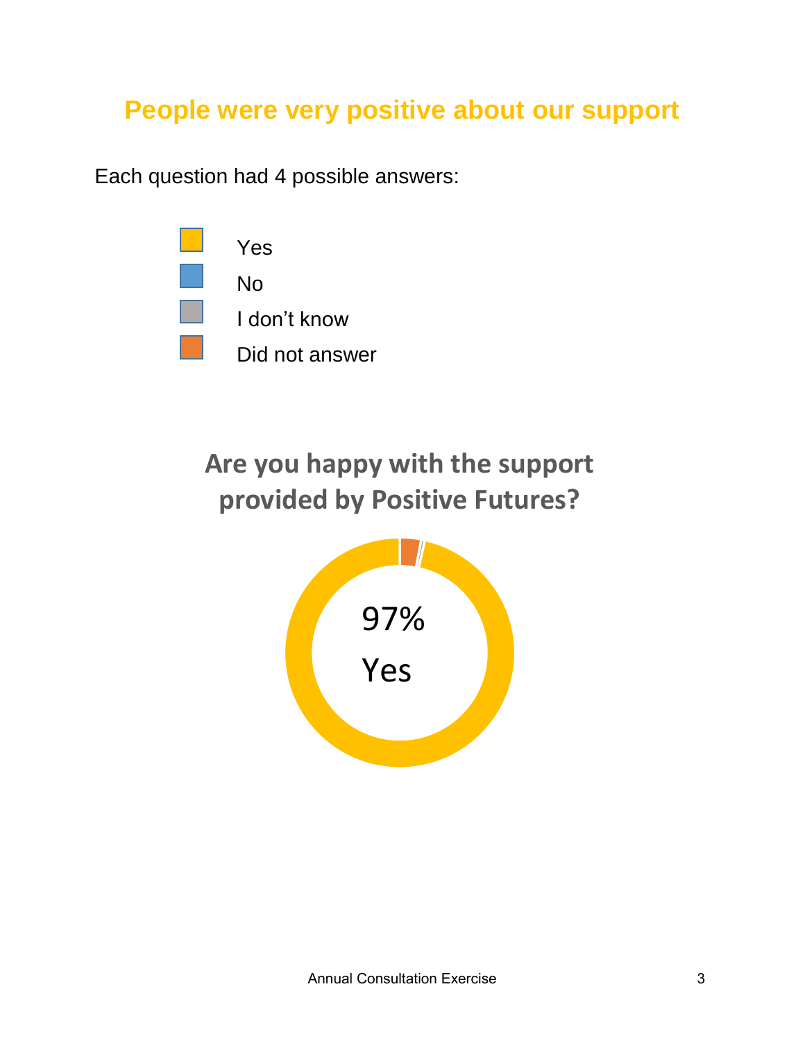## People were very positive about our support

Each question had 4 possible answers:

- Yes
- No
- I don't know
- Did not answer

### Are you happy with the support provided by Positive Futures?

97%

Yes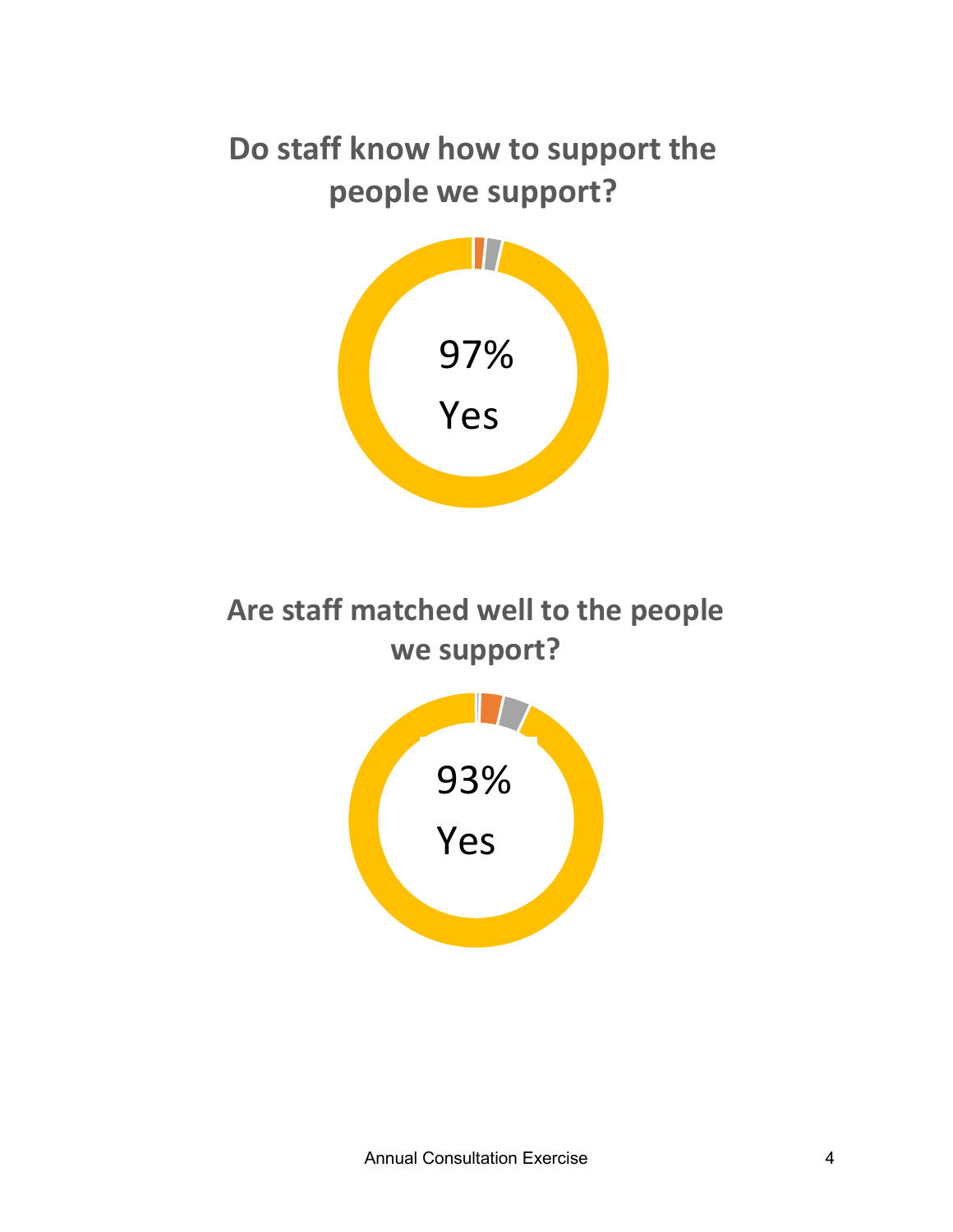## Do staff know how to support the people we support?

97%

Yes

## Are staff matched well to the people we support?

93%

Yes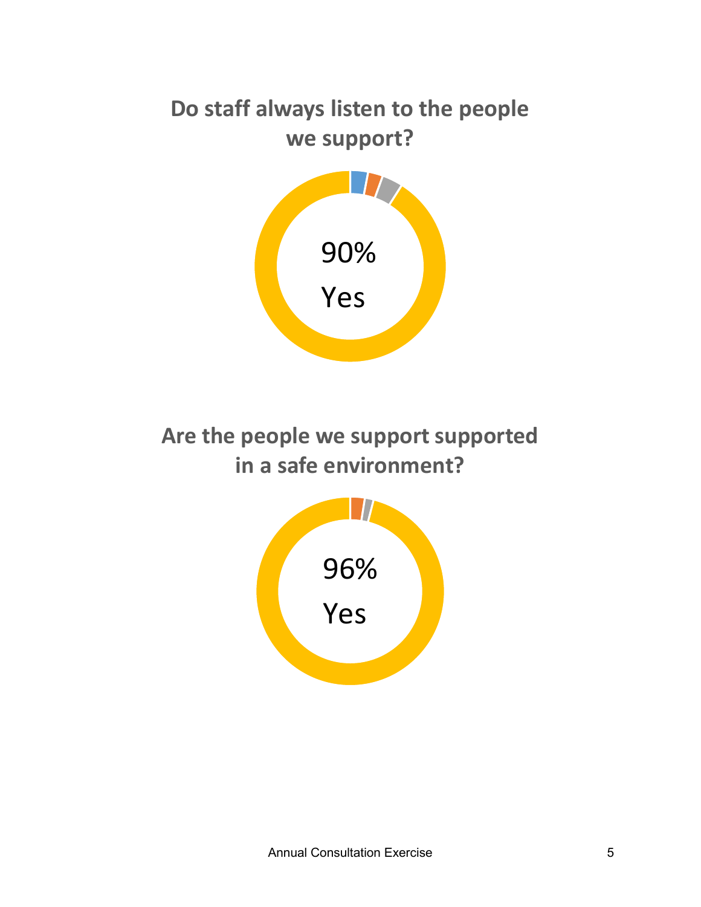## Do staff always listen to the people we support?

90%

Yes

## Are the people we support supported in a safe environment?

96%

Yes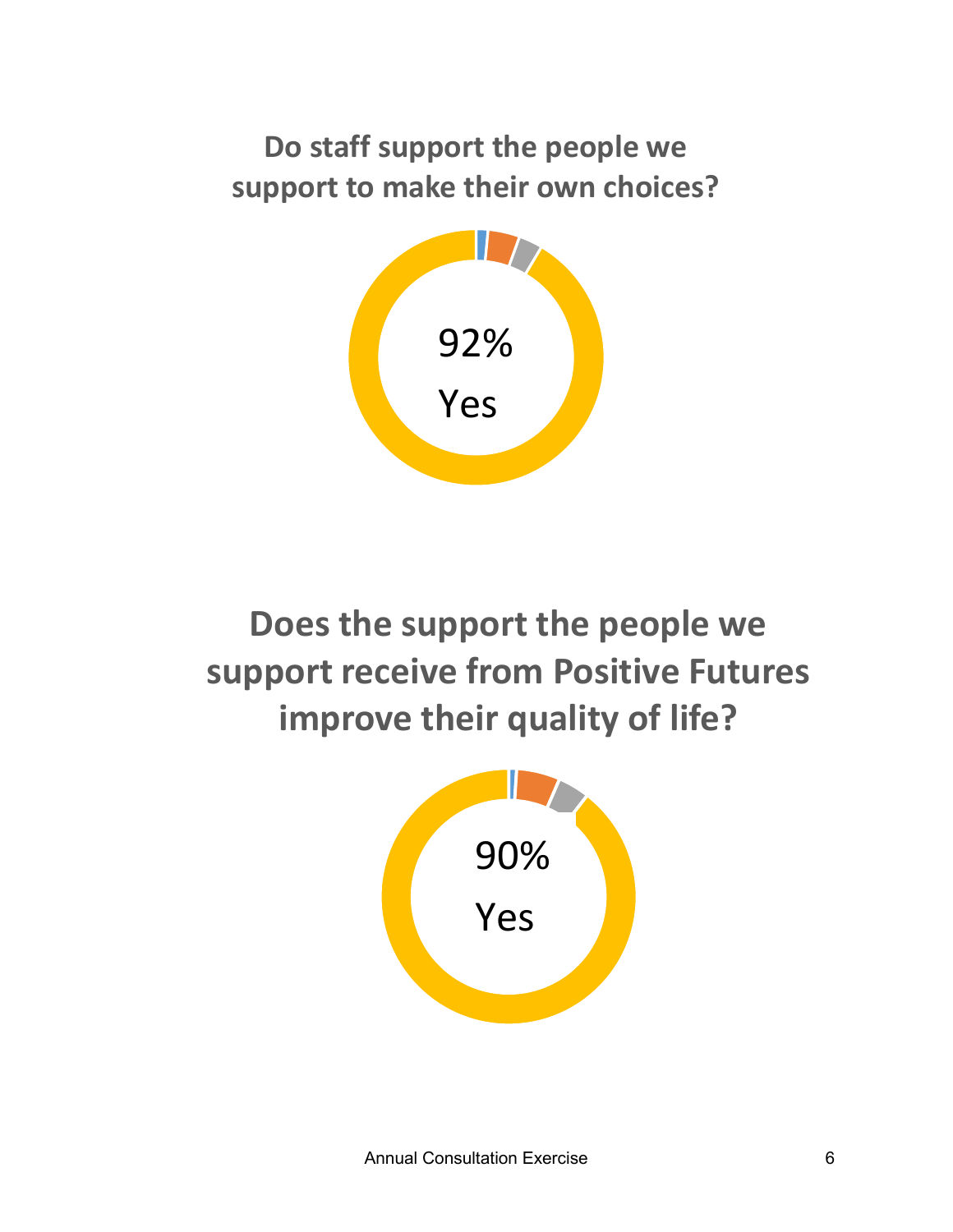## Do staff support the people we support to make their own choices?

92%

Yes

## Does the support the people we support receive from Positive Futures improve their quality of life?

90%

Yes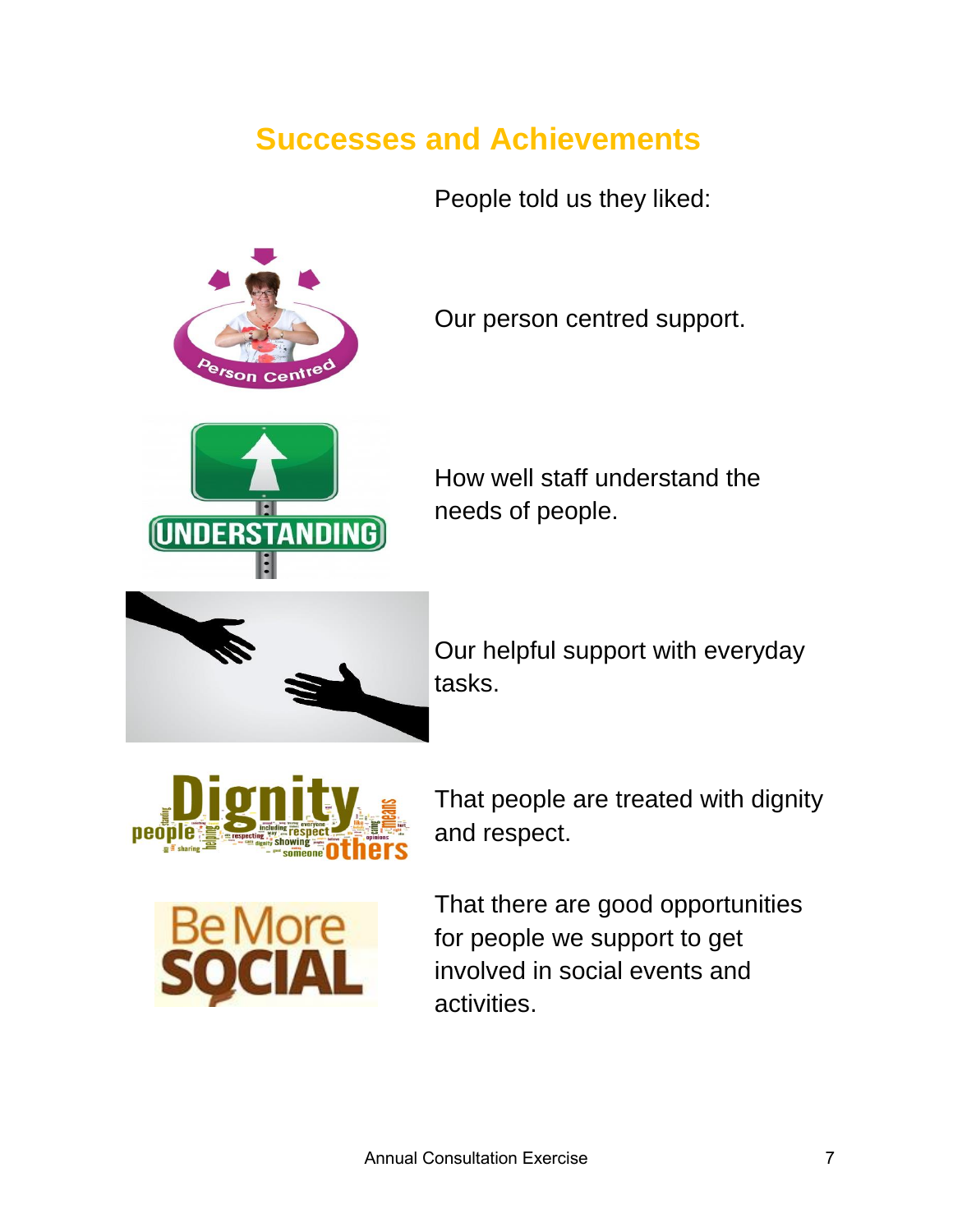## Successes and Achievements

People told us they liked:

Our person centred support.

How well staff understand the needs of people.

Our helpful support with everyday tasks.

That people are treated with dignity and respect.

That there are good opportunities for people we support to get involved in social events and activities.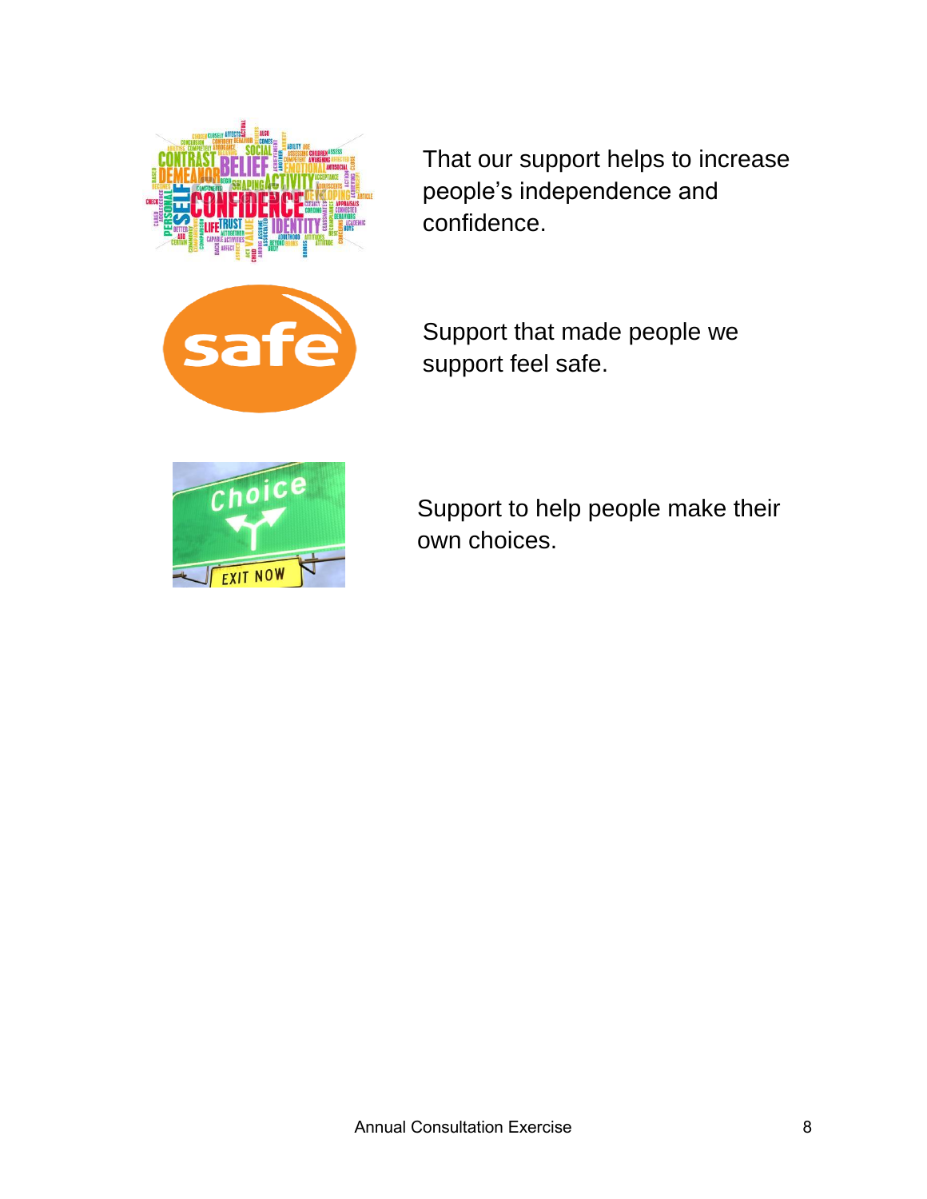That our support helps to increase people's independence and confidence.

Support that made people we support feel safe.

Support to help people make their own choices.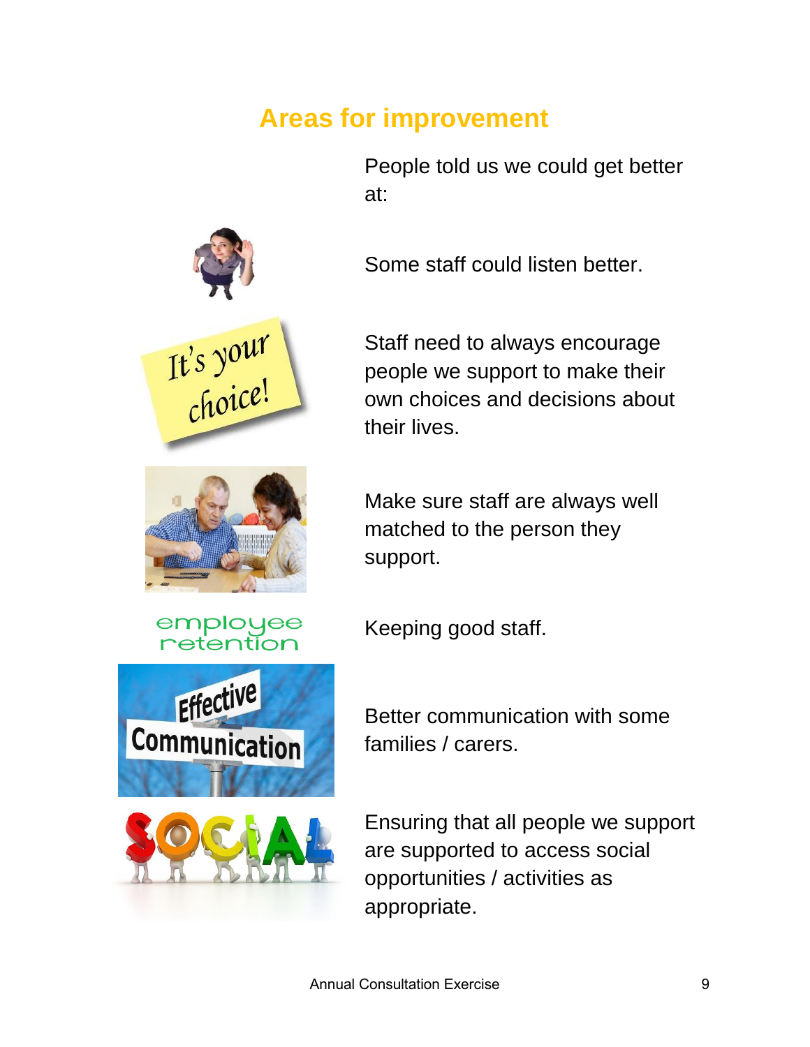## Areas for improvement

People told us we could get better at:

Some staff could listen better.

Staff need to always encourage people we support to make their own choices and decisions about their lives.

Make sure staff are always well matched to the person they support.

Keeping good staff.

Better communication with some families / carers.

Ensuring that all people we support are supported to access social opportunities / activities as appropriate.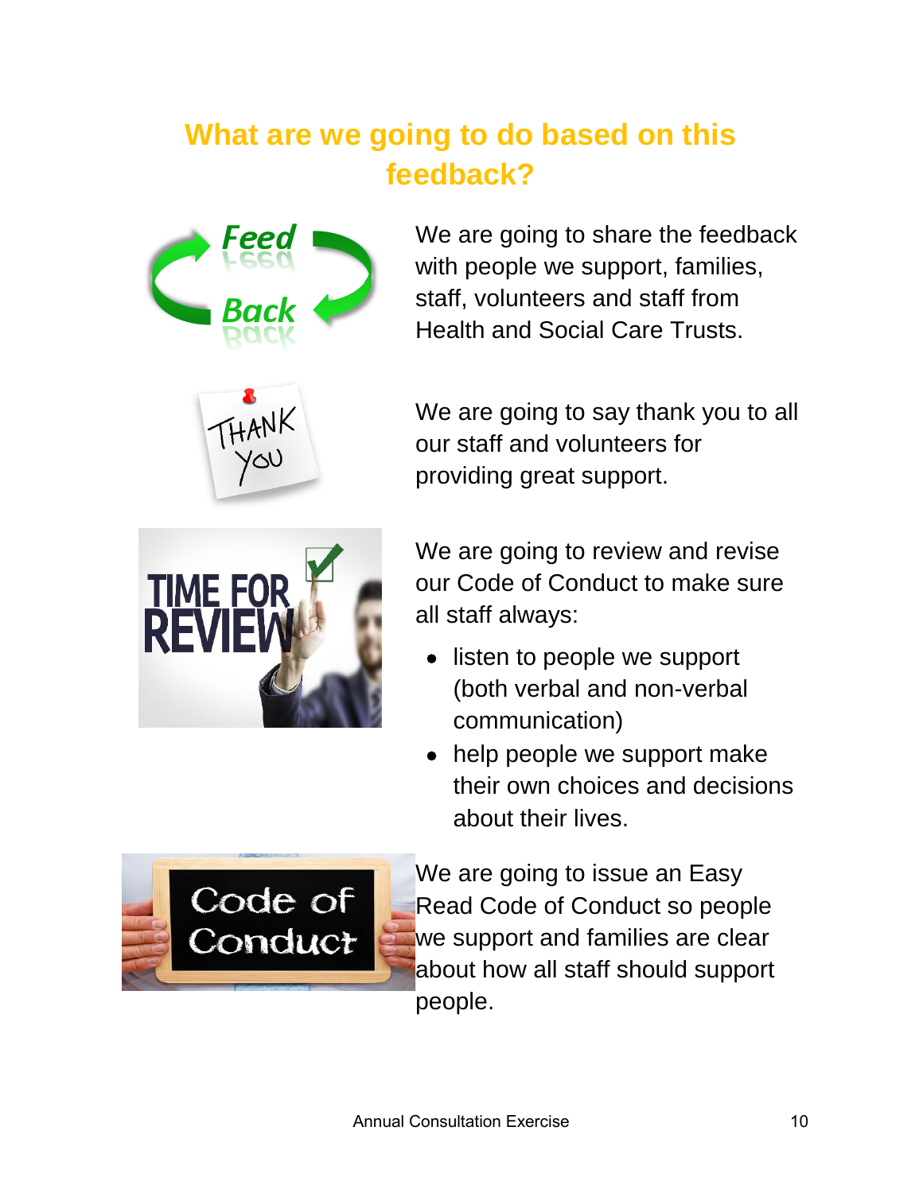## What are we going to do based on this feedback?

We are going to share the feedback with people we support, families, staff, volunteers and staff from Health and Social Care Trusts.

We are going to say thank you to all our staff and volunteers for providing great support.

We are going to review and revise our Code of Conduct to make sure all staff always:

- listen to people we support (both verbal and non-verbal communication)
- help people we support make their own choices and decisions about their lives.

We are going to issue an Easy Read Code of Conduct so people we support and families are clear about how all staff should support people.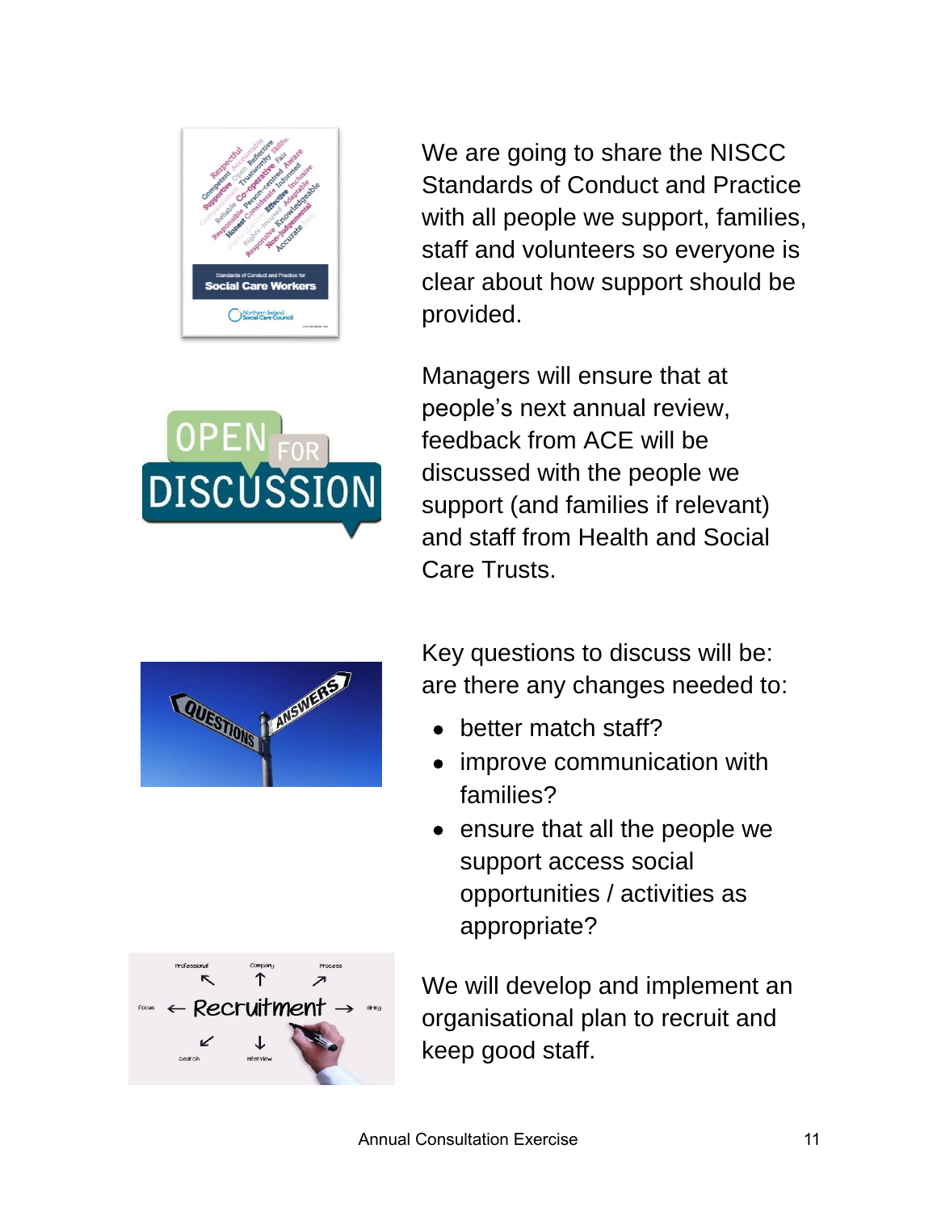We are going to share the NISCC Standards of Conduct and Practice with all people we support, families, staff and volunteers so everyone is clear about how support should be provided.

Managers will ensure that at people's next annual review, feedback from ACE will be discussed with the people we support (and families if relevant) and staff from Health and Social Care Trusts.

Key questions to discuss will be: are there any changes needed to:

- better match staff?
- improve communication with families?
- ensure that all the people we support access social opportunities / activities as appropriate?

We will develop and implement an organisational plan to recruit and keep good staff.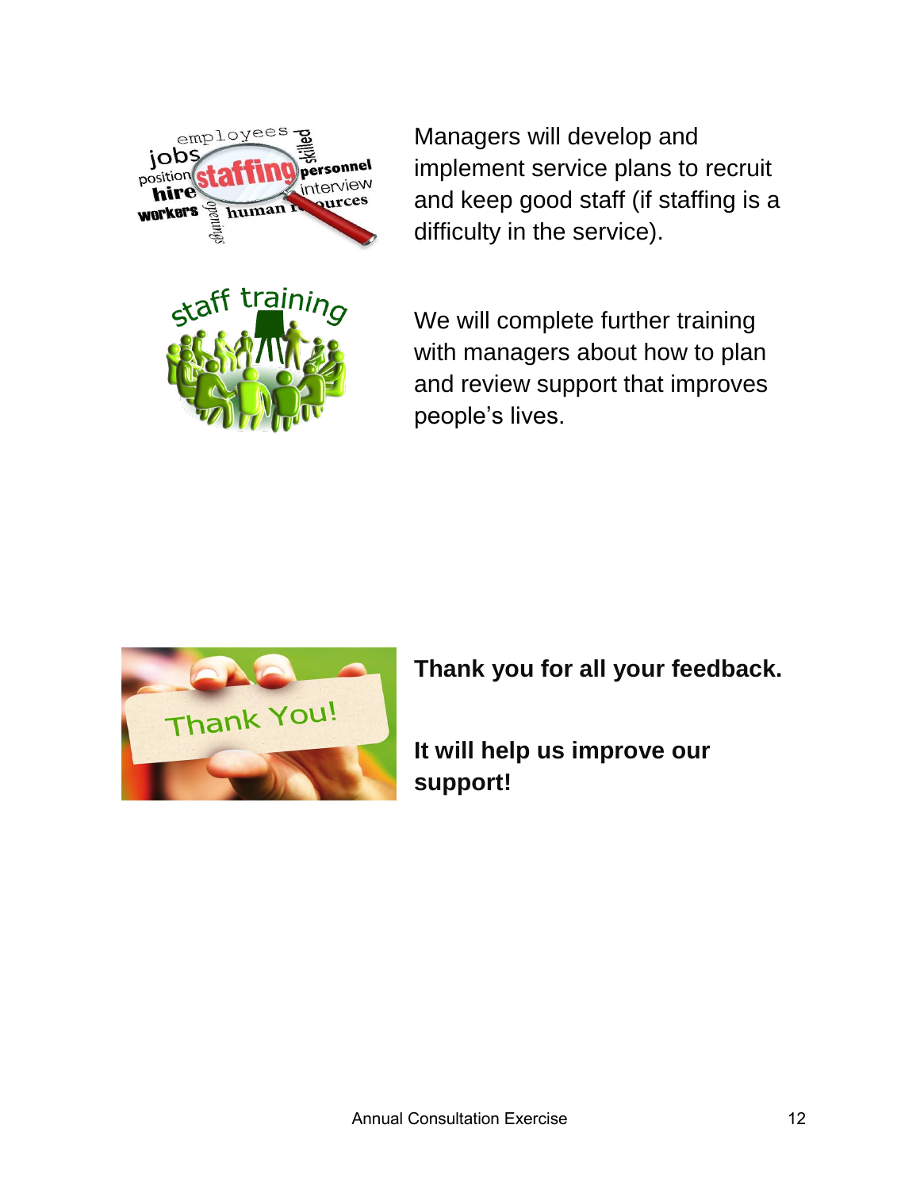Managers will develop and implement service plans to recruit and keep good staff (if staffing is a difficulty in the service).

We will complete further training with managers about how to plan and review support that improves people's lives.

**Thank you for all your feedback.**

**It will help us improve our support!**